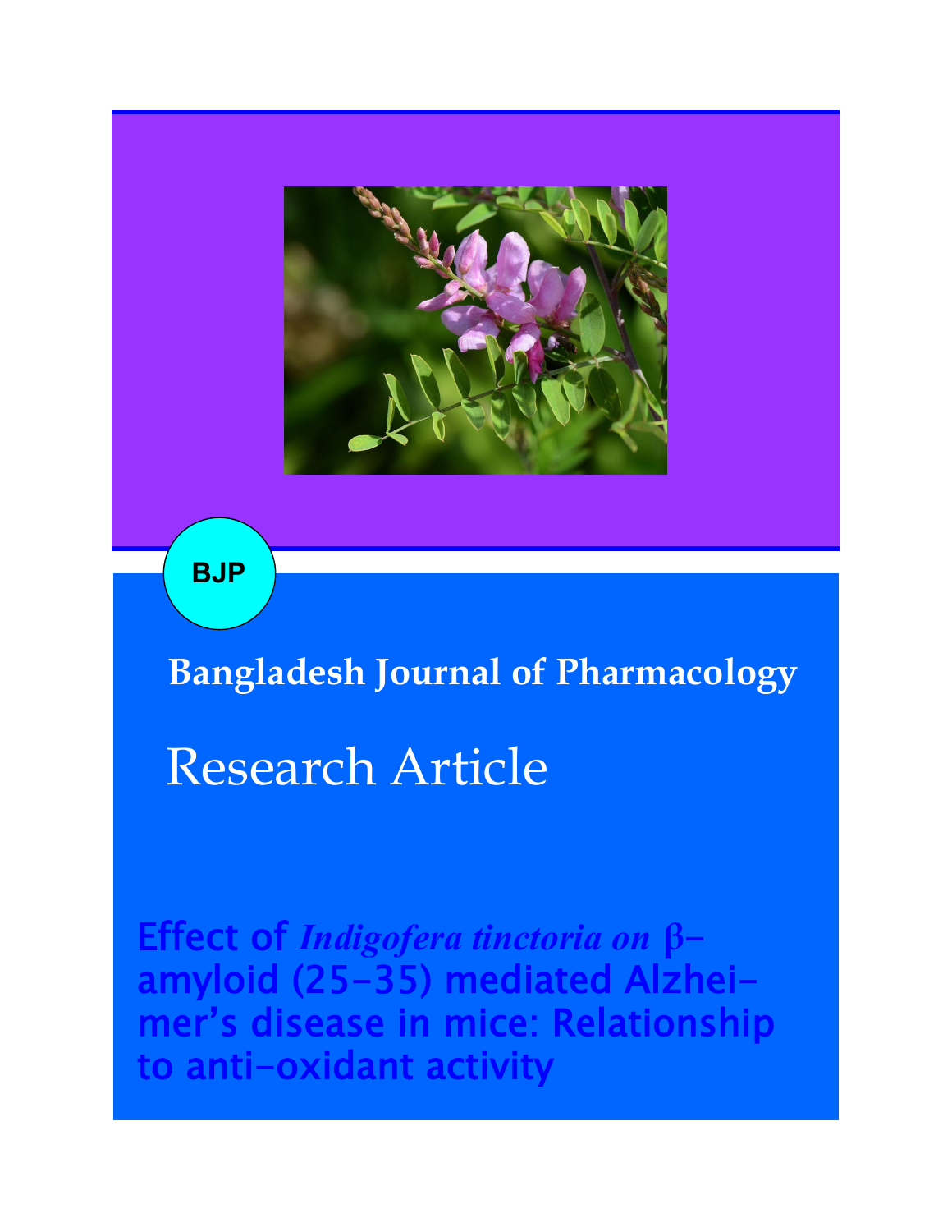BJP

Bangladesh Journal of Pharmacology

Research Article

# Effect of *Indigofera tinctoria* on β-amyloid (25-35) mediated Alzheimer's disease in mice: Relationship to anti-oxidant activity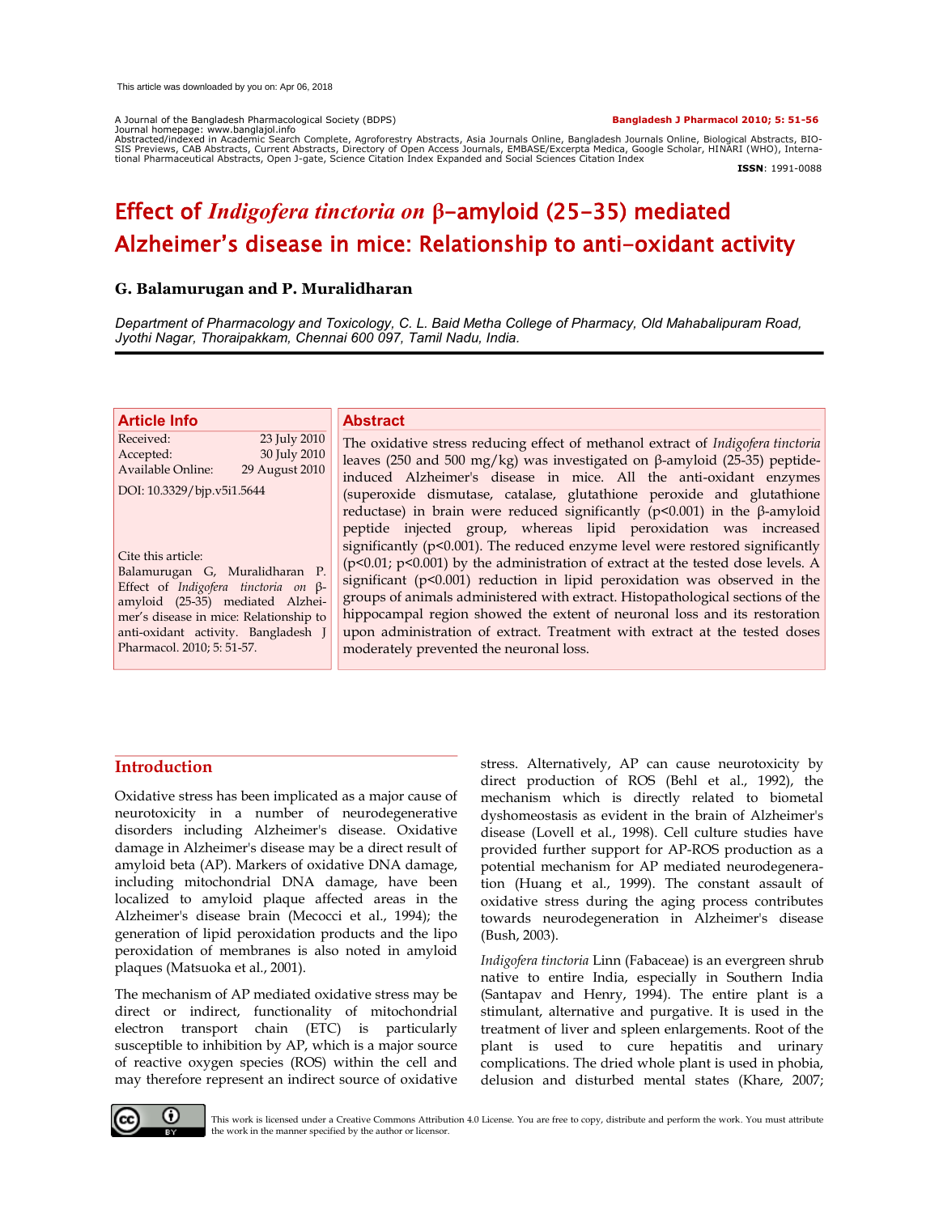This article was downloaded by you on: Apr 06, 2018

A Journal of the Bangladesh Pharmacological Society (BDPS)
Journal homepage: www.banglajol.info
Abstracted/indexed in Academic Search Complete, Agroforestry Abstracts, Asia Journals Online, Bangladesh Journals Online, Biological Abstracts, BIOSIS Previews, CAB Abstracts, Current Abstracts, Directory of Open Access Journals, EMBASE/Excerpta Medica, Google Scholar, HINARI (WHO), International Pharmaceutical Abstracts, Open J-gate, Science Citation Index Expanded and Social Sciences Citation Index

**ISSN**: 1991-0088

# Effect of *Indigofera tinctoria on* β-amyloid (25-35) mediated Alzheimer's disease in mice: Relationship to anti-oxidant activity

**G. Balamurugan and P. Muralidharan**

*Department of Pharmacology and Toxicology, C. L. Baid Metha College of Pharmacy, Old Mahabalipuram Road, Jyothi Nagar, Thoraipakkam, Chennai 600 097, Tamil Nadu, India.*

## Article Info

Received: 23 July 2010
Accepted: 30 July 2010
Available Online: 29 August 2010

DOI: 10.3329/bjp.v5i1.5644

Cite this article:
Balamurugan G, Muralidharan P. Effect of *Indigofera tinctoria on* β-amyloid (25-35) mediated Alzheimer's disease in mice: Relationship to anti-oxidant activity. Bangladesh J Pharmacol. 2010; 5: 51-57.

## Abstract

The oxidative stress reducing effect of methanol extract of *Indigofera tinctoria* leaves (250 and 500 mg/kg) was investigated on β-amyloid (25-35) peptide-induced Alzheimer's disease in mice. All the anti-oxidant enzymes (superoxide dismutase, catalase, glutathione peroxide and glutathione reductase) in brain were reduced significantly ($p<0.001$) in the β-amyloid peptide injected group, whereas lipid peroxidation was increased significantly ($p<0.001$). The reduced enzyme level were restored significantly ($p<0.01$; $p<0.001$) by the administration of extract at the tested dose levels. A significant ($p<0.001$) reduction in lipid peroxidation was observed in the groups of animals administered with extract. Histopathological sections of the hippocampal region showed the extent of neuronal loss and its restoration upon administration of extract. Treatment with extract at the tested doses moderately prevented the neuronal loss.

## Introduction

Oxidative stress has been implicated as a major cause of neurotoxicity in a number of neurodegenerative disorders including Alzheimer's disease. Oxidative damage in Alzheimer's disease may be a direct result of amyloid beta (AP). Markers of oxidative DNA damage, including mitochondrial DNA damage, have been localized to amyloid plaque affected areas in the Alzheimer's disease brain (Mecocci et al., 1994); the generation of lipid peroxidation products and the lipo peroxidation of membranes is also noted in amyloid plaques (Matsuoka et al., 2001).

The mechanism of AP mediated oxidative stress may be direct or indirect, functionality of mitochondrial electron transport chain (ETC) is particularly susceptible to inhibition by AP, which is a major source of reactive oxygen species (ROS) within the cell and may therefore represent an indirect source of oxidative stress. Alternatively, AP can cause neurotoxicity by direct production of ROS (Behl et al., 1992), the mechanism which is directly related to biometal dyshomeostasis as evident in the brain of Alzheimer's disease (Lovell et al., 1998). Cell culture studies have provided further support for AP-ROS production as a potential mechanism for AP mediated neurodegeneration (Huang et al., 1999). The constant assault of oxidative stress during the aging process contributes towards neurodegeneration in Alzheimer's disease (Bush, 2003).

*Indigofera tinctoria* Linn (Fabaceae) is an evergreen shrub native to entire India, especially in Southern India (Santapav and Henry, 1994). The entire plant is a stimulant, alternative and purgative. It is used in the treatment of liver and spleen enlargements. Root of the plant is used to cure hepatitis and urinary complications. The dried whole plant is used in phobia, delusion and disturbed mental states (Khare, 2007;

This work is licensed under a Creative Commons Attribution 4.0 License. You are free to copy, distribute and perform the work. You must attribute the work in the manner specified by the author or licensor.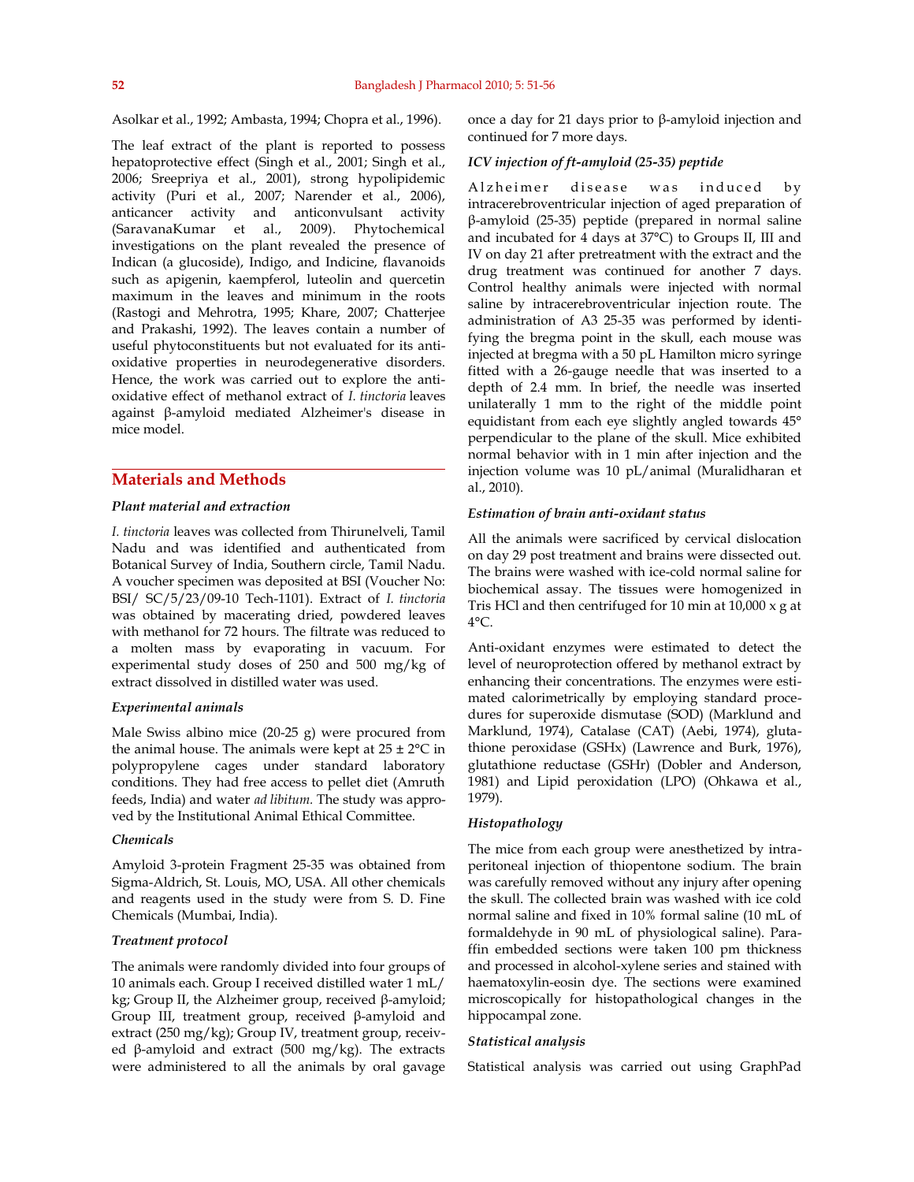Asolkar et al., 1992; Ambasta, 1994; Chopra et al., 1996).

The leaf extract of the plant is reported to possess hepatoprotective effect (Singh et al., 2001; Singh et al., 2006; Sreepriya et al., 2001), strong hypolipidemic activity (Puri et al., 2007; Narender et al., 2006), anticancer activity and anticonvulsant activity (SaravanaKumar et al., 2009). Phytochemical investigations on the plant revealed the presence of Indican (a glucoside), Indigo, and Indicine, flavanoids such as apigenin, kaempferol, luteolin and quercetin maximum in the leaves and minimum in the roots (Rastogi and Mehrotra, 1995; Khare, 2007; Chatterjee and Prakashi, 1992). The leaves contain a number of useful phytoconstituents but not evaluated for its anti-oxidative properties in neurodegenerative disorders. Hence, the work was carried out to explore the anti-oxidative effect of methanol extract of *I. tinctoria* leaves against β-amyloid mediated Alzheimer's disease in mice model.

## Materials and Methods

### *Plant material and extraction*

*I. tinctoria* leaves was collected from Thirunelveli, Tamil Nadu and was identified and authenticated from Botanical Survey of India, Southern circle, Tamil Nadu. A voucher specimen was deposited at BSI (Voucher No: BSI/ SC/5/23/09-10 Tech-1101). Extract of *I. tinctoria* was obtained by macerating dried, powdered leaves with methanol for 72 hours. The filtrate was reduced to a molten mass by evaporating in vacuum. For experimental study doses of 250 and 500 mg/kg of extract dissolved in distilled water was used.

### *Experimental animals*

Male Swiss albino mice (20-25 g) were procured from the animal house. The animals were kept at 25 ± 2°C in polypropylene cages under standard laboratory conditions. They had free access to pellet diet (Amruth feeds, India) and water *ad libitum*. The study was approved by the Institutional Animal Ethical Committee.

### *Chemicals*

Amyloid 3-protein Fragment 25-35 was obtained from Sigma-Aldrich, St. Louis, MO, USA. All other chemicals and reagents used in the study were from S. D. Fine Chemicals (Mumbai, India).

### *Treatment protocol*

The animals were randomly divided into four groups of 10 animals each. Group I received distilled water 1 mL/kg; Group II, the Alzheimer group, received β-amyloid; Group III, treatment group, received β-amyloid and extract (250 mg/kg); Group IV, treatment group, received β-amyloid and extract (500 mg/kg). The extracts were administered to all the animals by oral gavage once a day for 21 days prior to β-amyloid injection and continued for 7 more days.

### *ICV injection of ft-amyloid (25-35) peptide*

Alzheimer disease was induced by intracerebroventricular injection of aged preparation of β-amyloid (25-35) peptide (prepared in normal saline and incubated for 4 days at 37°C) to Groups II, III and IV on day 21 after pretreatment with the extract and the drug treatment was continued for another 7 days. Control healthy animals were injected with normal saline by intracerebroventricular injection route. The administration of A3 25-35 was performed by identifying the bregma point in the skull, each mouse was injected at bregma with a 50 pL Hamilton micro syringe fitted with a 26-gauge needle that was inserted to a depth of 2.4 mm. In brief, the needle was inserted unilaterally 1 mm to the right of the middle point equidistant from each eye slightly angled towards 45° perpendicular to the plane of the skull. Mice exhibited normal behavior with in 1 min after injection and the injection volume was 10 pL/animal (Muralidharan et al., 2010).

### *Estimation of brain anti-oxidant status*

All the animals were sacrificed by cervical dislocation on day 29 post treatment and brains were dissected out. The brains were washed with ice-cold normal saline for biochemical assay. The tissues were homogenized in Tris HCl and then centrifuged for 10 min at 10,000 x g at 4°C.

Anti-oxidant enzymes were estimated to detect the level of neuroprotection offered by methanol extract by enhancing their concentrations. The enzymes were estimated calorimetrically by employing standard procedures for superoxide dismutase (SOD) (Marklund and Marklund, 1974), Catalase (CAT) (Aebi, 1974), glutathione peroxidase (GSHx) (Lawrence and Burk, 1976), glutathione reductase (GSHr) (Dobler and Anderson, 1981) and Lipid peroxidation (LPO) (Ohkawa et al., 1979).

### *Histopathology*

The mice from each group were anesthetized by intraperitoneal injection of thiopentone sodium. The brain was carefully removed without any injury after opening the skull. The collected brain was washed with ice cold normal saline and fixed in 10% formal saline (10 mL of formaldehyde in 90 mL of physiological saline). Paraffin embedded sections were taken 100 pm thickness and processed in alcohol-xylene series and stained with haematoxylin-eosin dye. The sections were examined microscopically for histopathological changes in the hippocampal zone.

### *Statistical analysis*

Statistical analysis was carried out using GraphPad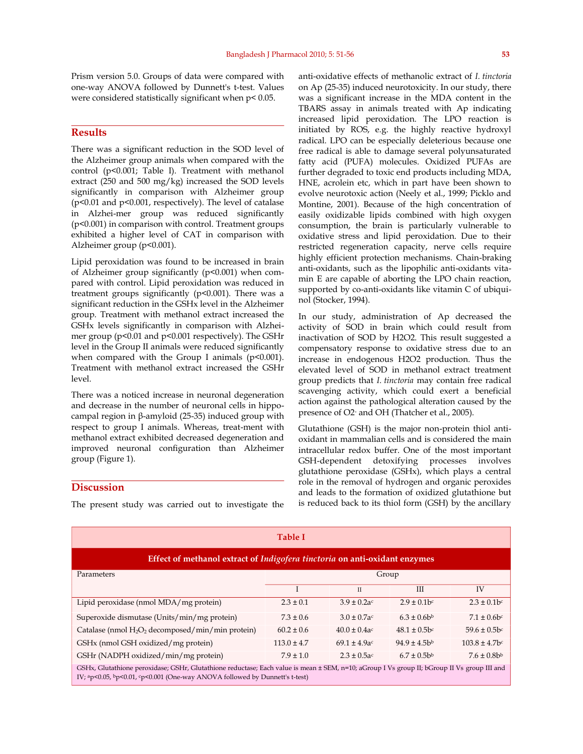Prism version 5.0. Groups of data were compared with one-way ANOVA followed by Dunnett's t-test. Values were considered statistically significant when $p < 0.05$.

## Results

There was a significant reduction in the SOD level of the Alzheimer group animals when compared with the control ($p<0.001$; Table I). Treatment with methanol extract (250 and 500 mg/kg) increased the SOD levels significantly in comparison with Alzheimer group ($p<0.01$ and $p<0.001$, respectively). The level of catalase in Alzhei-mer group was reduced significantly ($p<0.001$) in comparison with control. Treatment groups exhibited a higher level of CAT in comparison with Alzheimer group ($p<0.001$).

Lipid peroxidation was found to be increased in brain of Alzheimer group significantly ($p<0.001$) when com-pared with control. Lipid peroxidation was reduced in treatment groups significantly ($p<0.001$). There was a significant reduction in the GSHx level in the Alzheimer group. Treatment with methanol extract increased the GSHx levels significantly in comparison with Alzhei-mer group ($p<0.01$ and $p<0.001$ respectively). The GSHr level in the Group II animals were reduced significantly when compared with the Group I animals ($p<0.001$). Treatment with methanol extract increased the GSHr level.

There was a noticed increase in neuronal degeneration and decrease in the number of neuronal cells in hippo-campal region in β-amyloid (25-35) induced group with respect to group I animals. Whereas, treat-ment with methanol extract exhibited decreased degeneration and improved neuronal configuration than Alzheimer group (Figure 1).

## Discussion

The present study was carried out to investigate the anti-oxidative effects of methanolic extract of *I. tinctoria* on Aβ (25-35) induced neurotoxicity. In our study, there was a significant increase in the MDA content in the TBARS assay in animals treated with Aβ indicating increased lipid peroxidation. The LPO reaction is initiated by ROS, e.g. the highly reactive hydroxyl radical. LPO can be especially deleterious because one free radical is able to damage several polyunsaturated fatty acid (PUFA) molecules. Oxidized PUFAs are further degraded to toxic end products including MDA, HNE, acrolein etc, which in part have been shown to evolve neurotoxic action (Neely et al., 1999; Picklo and Montine, 2001). Because of the high concentration of easily oxidizable lipids combined with high oxygen consumption, the brain is particularly vulnerable to oxidative stress and lipid peroxidation. Due to their restricted regeneration capacity, nerve cells require highly efficient protection mechanisms. Chain-braking anti-oxidants, such as the lipophilic anti-oxidants vita-min E are capable of aborting the LPO chain reaction, supported by co-anti-oxidants like vitamin C of ubiqui-nol (Stocker, 1994).

In our study, administration of Aβ decreased the activity of SOD in brain which could result from inactivation of SOD by $H_2O_2$. This result suggested a compensatory response to oxidative stress due to an increase in endogenous $H_2O_2$ production. Thus the elevated level of SOD in methanol extract treatment group predicts that *I. tinctoria* may contain free radical scavenging activity, which could exert a beneficial action against the pathological alteration caused by the presence of $O_2^-$ and OH (Thatcher et al., 2005).

Glutathione (GSH) is the major non-protein thiol anti-oxidant in mammalian cells and is considered the main intracellular redox buffer. One of the most important GSH-dependent detoxifying processes involves glutathione peroxidase (GSHx), which plays a central role in the removal of hydrogen and organic peroxides and leads to the formation of oxidized glutathione but is reduced back to its thiol form (GSH) by the ancillary

**Table I**

**Effect of methanol extract of *Indigofera tinctoria* on anti-oxidant enzymes**

| Parameters | Group | | | |
|---|---|---|---|---|
| | I | II | III | IV |
| Lipid peroxidase (nmol MDA/mg protein) | 2.3 ± 0.1 | 3.9 ± 0.2a[c] | 2.9 ± 0.1b[c] | 2.3 ± 0.1b[c] |
| Superoxide dismutase (Units/min/mg protein) | 7.3 ± 0.6 | 3.0 ± 0.7a[c] | 6.3 ± 0.6b[b] | 7.1 ± 0.6b[c] |
| Catalase (nmol $H_2O_2$ decomposed/min/min protein) | 60.2 ± 0.6 | 40.0 ± 0.4a[c] | 48.1 ± 0.5b[c] | 59.6 ± 0.5b[c] |
| GSHx (nmol GSH oxidized/mg protein) | 113.0 ± 4.7 | 69.1 ± 4.9a[c] | 94.9 ± 4.5b[b] | 103.8 ± 4.7b[c] |
| GSHr (NADPH oxidized/min/mg protein) | 7.9 ± 1.0 | 2.3 ± 0.5a[c] | 6.7 ± 0.5b[b] | 7.6 ± 0.8b[b] |

GSHx, Glutathione peroxidase; GSHr, Glutathione reductase; Each value is mean ± SEM, n=10; aGroup I Vs group II; bGroup II Vs group III and IV; [a]p<0.05, [b]p<0.01, [c]p<0.001 (One-way ANOVA followed by Dunnett's t-test)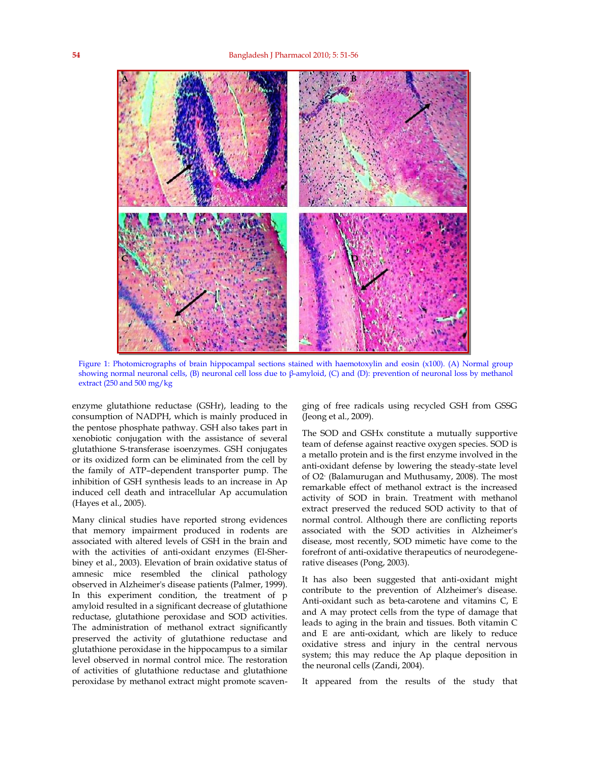Figure 1: Photomicrographs of brain hippocampal sections stained with haemotoxylin and eosin (x100). (A) Normal group showing normal neuronal cells, (B) neuronal cell loss due to β-amyloid, (C) and (D): prevention of neuronal loss by methanol extract (250 and 500 mg/kg

enzyme glutathione reductase (GSHr), leading to the consumption of NADPH, which is mainly produced in the pentose phosphate pathway. GSH also takes part in xenobiotic conjugation with the assistance of several glutathione S-transferase isoenzymes. GSH conjugates or its oxidized form can be eliminated from the cell by the family of ATP–dependent transporter pump. The inhibition of GSH synthesis leads to an increase in Aρ induced cell death and intracellular Aρ accumulation (Hayes et al., 2005).

Many clinical studies have reported strong evidences that memory impairment produced in rodents are associated with altered levels of GSH in the brain and with the activities of anti-oxidant enzymes (El-Sherbiney et al., 2003). Elevation of brain oxidative status of amnesic mice resembled the clinical pathology observed in Alzheimer's disease patients (Palmer, 1999). In this experiment condition, the treatment of ρ amyloid resulted in a significant decrease of glutathione reductase, glutathione peroxidase and SOD activities. The administration of methanol extract significantly preserved the activity of glutathione reductase and glutathione peroxidase in the hippocampus to a similar level observed in normal control mice. The restoration of activities of glutathione reductase and glutathione peroxidase by methanol extract might promote scavenging of free radicals using recycled GSH from GSSG (Jeong et al., 2009).

The SOD and GSHx constitute a mutually supportive team of defense against reactive oxygen species. SOD is a metallo protein and is the first enzyme involved in the anti-oxidant defense by lowering the steady-state level of $O2^{-}$ (Balamurugan and Muthusamy, 2008). The most remarkable effect of methanol extract is the increased activity of SOD in brain. Treatment with methanol extract preserved the reduced SOD activity to that of normal control. Although there are conflicting reports associated with the SOD activities in Alzheimer's disease, most recently, SOD mimetic have come to the forefront of anti-oxidative therapeutics of neurodegenerative diseases (Pong, 2003).

It has also been suggested that anti-oxidant might contribute to the prevention of Alzheimer's disease. Anti-oxidant such as beta-carotene and vitamins C, E and A may protect cells from the type of damage that leads to aging in the brain and tissues. Both vitamin C and E are anti-oxidant, which are likely to reduce oxidative stress and injury in the central nervous system; this may reduce the Aρ plaque deposition in the neuronal cells (Zandi, 2004).

It appeared from the results of the study that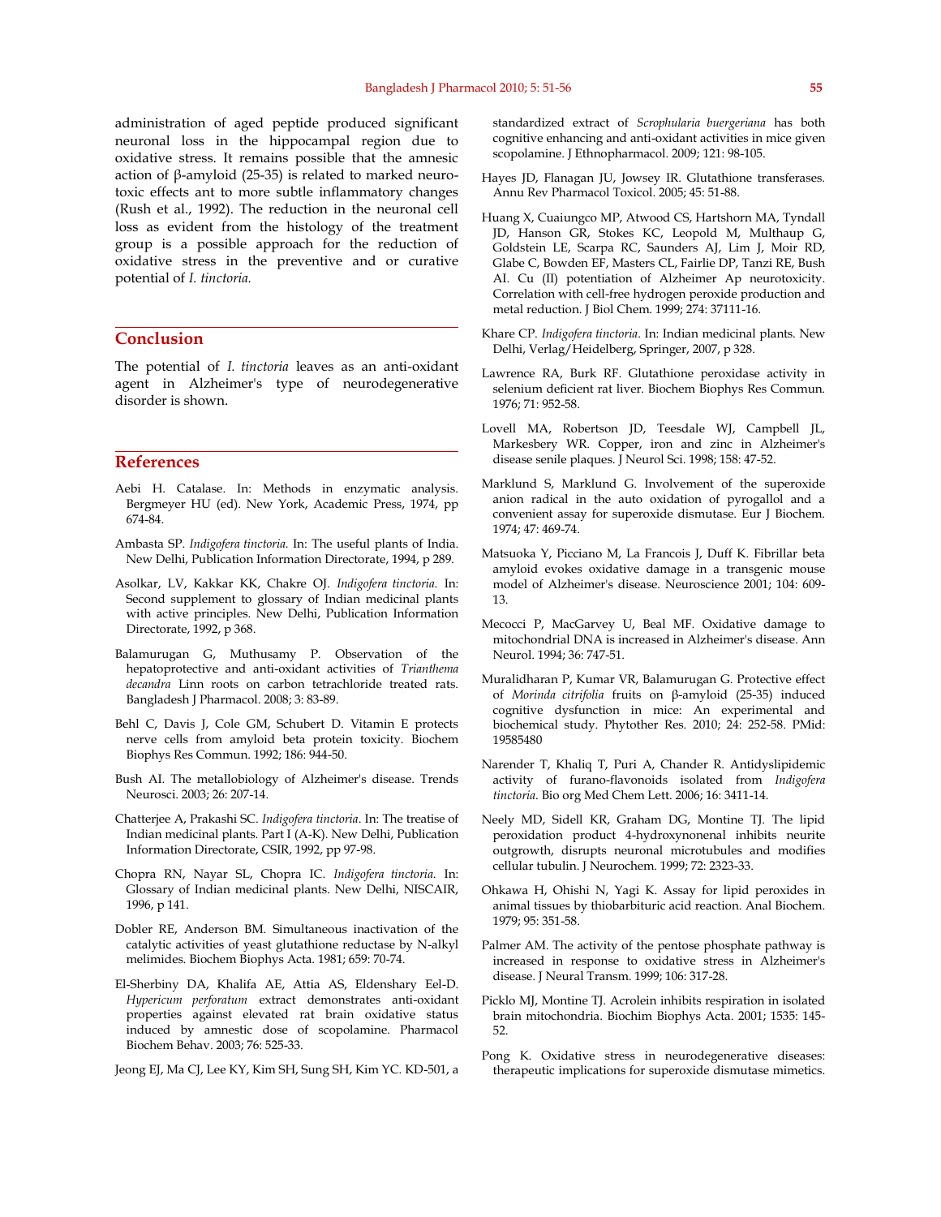administration of aged peptide produced significant neuronal loss in the hippocampal region due to oxidative stress. It remains possible that the amnesic action of β-amyloid (25-35) is related to marked neurotoxic effects ant to more subtle inflammatory changes (Rush et al., 1992). The reduction in the neuronal cell loss as evident from the histology of the treatment group is a possible approach for the reduction of oxidative stress in the preventive and or curative potential of *I. tinctoria.*

## Conclusion

The potential of *I. tinctoria* leaves as an anti-oxidant agent in Alzheimer's type of neurodegenerative disorder is shown.

## References

Aebi H. Catalase. In: Methods in enzymatic analysis. Bergmeyer HU (ed). New York, Academic Press, 1974, pp 674-84.

Ambasta SP. *Indigofera tinctoria.* In: The useful plants of India. New Delhi, Publication Information Directorate, 1994, p 289.

Asolkar, LV, Kakkar KK, Chakre OJ. *Indigofera tinctoria.* In: Second supplement to glossary of Indian medicinal plants with active principles. New Delhi, Publication Information Directorate, 1992, p 368.

Balamurugan G, Muthusamy P. Observation of the hepatoprotective and anti-oxidant activities of *Trianthema decandra* Linn roots on carbon tetrachloride treated rats. Bangladesh J Pharmacol. 2008; 3: 83-89.

Behl C, Davis J, Cole GM, Schubert D. Vitamin E protects nerve cells from amyloid beta protein toxicity. Biochem Biophys Res Commun. 1992; 186: 944-50.

Bush AI. The metallobiology of Alzheimer's disease. Trends Neurosci. 2003; 26: 207-14.

Chatterjee A, Prakashi SC. *Indigofera tinctoria*. In: The treatise of Indian medicinal plants. Part I (A-K). New Delhi, Publication Information Directorate, CSIR, 1992, pp 97-98.

Chopra RN, Nayar SL, Chopra IC. *Indigofera tinctoria.* In: Glossary of Indian medicinal plants. New Delhi, NISCAIR, 1996, p 141.

Dobler RE, Anderson BM. Simultaneous inactivation of the catalytic activities of yeast glutathione reductase by N-alkyl melimides. Biochem Biophys Acta. 1981; 659: 70-74.

El-Sherbiny DA, Khalifa AE, Attia AS, Eldenshary Eel-D. *Hypericum perforatum* extract demonstrates anti-oxidant properties against elevated rat brain oxidative status induced by amnestic dose of scopolamine. Pharmacol Biochem Behav. 2003; 76: 525-33.

Jeong EJ, Ma CJ, Lee KY, Kim SH, Sung SH, Kim YC. KD-501, a standardized extract of *Scrophularia buergeriana* has both cognitive enhancing and anti-oxidant activities in mice given scopolamine. J Ethnopharmacol. 2009; 121: 98-105.

Hayes JD, Flanagan JU, Jowsey IR. Glutathione transferases. Annu Rev Pharmacol Toxicol. 2005; 45: 51-88.

Huang X, Cuaiungco MP, Atwood CS, Hartshorn MA, Tyndall JD, Hanson GR, Stokes KC, Leopold M, Multhaup G, Goldstein LE, Scarpa RC, Saunders AJ, Lim J, Moir RD, Glabe C, Bowden EF, Masters CL, Fairlie DP, Tanzi RE, Bush AI. Cu (II) potentiation of Alzheimer Aβ neurotoxicity. Correlation with cell-free hydrogen peroxide production and metal reduction. J Biol Chem. 1999; 274: 37111-16.

Khare CP. *Indigofera tinctoria*. In: Indian medicinal plants. New Delhi, Verlag/Heidelberg, Springer, 2007, p 328.

Lawrence RA, Burk RF. Glutathione peroxidase activity in selenium deficient rat liver. Biochem Biophys Res Commun. 1976; 71: 952-58.

Lovell MA, Robertson JD, Teesdale WJ, Campbell JL, Markesbery WR. Copper, iron and zinc in Alzheimer's disease senile plaques. J Neurol Sci. 1998; 158: 47-52.

Marklund S, Marklund G. Involvement of the superoxide anion radical in the auto oxidation of pyrogallol and a convenient assay for superoxide dismutase. Eur J Biochem. 1974; 47: 469-74.

Matsuoka Y, Picciano M, La Francois J, Duff K. Fibrillar beta amyloid evokes oxidative damage in a transgenic mouse model of Alzheimer's disease. Neuroscience 2001; 104: 609-13.

Mecocci P, MacGarvey U, Beal MF. Oxidative damage to mitochondrial DNA is increased in Alzheimer's disease. Ann Neurol. 1994; 36: 747-51.

Muralidharan P, Kumar VR, Balamurugan G. Protective effect of *Morinda citrifolia* fruits on β-amyloid (25-35) induced cognitive dysfunction in mice: An experimental and biochemical study. Phytother Res. 2010; 24: 252-58. PMid: 19585480

Narender T, Khaliq T, Puri A, Chander R. Antidyslipidemic activity of furano-flavonoids isolated from *Indigofera tinctoria*. Bio org Med Chem Lett. 2006; 16: 3411-14.

Neely MD, Sidell KR, Graham DG, Montine TJ. The lipid peroxidation product 4-hydroxynonenal inhibits neurite outgrowth, disrupts neuronal microtubules and modifies cellular tubulin. J Neurochem. 1999; 72: 2323-33.

Ohkawa H, Ohishi N, Yagi K. Assay for lipid peroxides in animal tissues by thiobarbituric acid reaction. Anal Biochem. 1979; 95: 351-58.

Palmer AM. The activity of the pentose phosphate pathway is increased in response to oxidative stress in Alzheimer's disease. J Neural Transm. 1999; 106: 317-28.

Picklo MJ, Montine TJ. Acrolein inhibits respiration in isolated brain mitochondria. Biochim Biophys Acta. 2001; 1535: 145-52.

Pong K. Oxidative stress in neurodegenerative diseases: therapeutic implications for superoxide dismutase mimetics.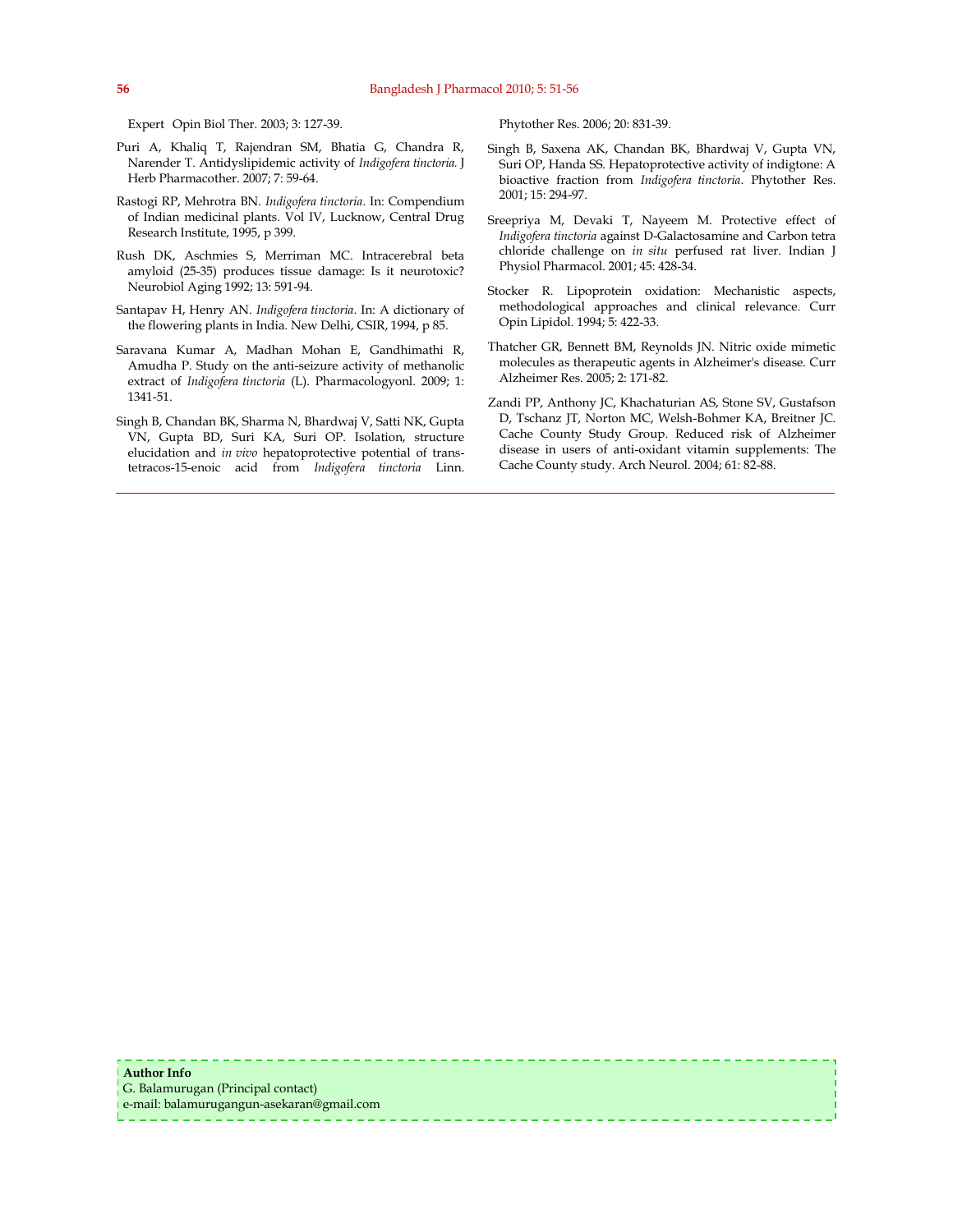Expert Opin Biol Ther. 2003; 3: 127-39.

Puri A, Khaliq T, Rajendran SM, Bhatia G, Chandra R, Narender T. Antidyslipidemic activity of *Indigofera tinctoria.* J Herb Pharmacother. 2007; 7: 59-64.

Rastogi RP, Mehrotra BN. *Indigofera tinctoria*. In: Compendium of Indian medicinal plants. Vol IV, Lucknow, Central Drug Research Institute, 1995, p 399.

Rush DK, Aschmies S, Merriman MC. Intracerebral beta amyloid (25-35) produces tissue damage: Is it neurotoxic? Neurobiol Aging 1992; 13: 591-94.

Santapav H, Henry AN. *Indigofera tinctoria*. In: A dictionary of the flowering plants in India. New Delhi, CSIR, 1994, p 85.

Saravana Kumar A, Madhan Mohan E, Gandhimathi R, Amudha P. Study on the anti-seizure activity of methanolic extract of *Indigofera tinctoria* (L). Pharmacologyonl. 2009; 1: 1341-51.

Singh B, Chandan BK, Sharma N, Bhardwaj V, Satti NK, Gupta VN, Gupta BD, Suri KA, Suri OP. Isolation, structure elucidation and *in vivo* hepatoprotective potential of trans-tetracos-15-enoic acid from *Indigofera tinctoria* Linn. Phytother Res. 2006; 20: 831-39.

Singh B, Saxena AK, Chandan BK, Bhardwaj V, Gupta VN, Suri OP, Handa SS. Hepatoprotective activity of indigtone: A bioactive fraction from *Indigofera tinctoria*. Phytother Res. 2001; 15: 294-97.

Sreepriya M, Devaki T, Nayeem M. Protective effect of *Indigofera tinctoria* against D-Galactosamine and Carbon tetra chloride challenge on *in situ* perfused rat liver. Indian J Physiol Pharmacol. 2001; 45: 428-34.

Stocker R. Lipoprotein oxidation: Mechanistic aspects, methodological approaches and clinical relevance. Curr Opin Lipidol. 1994; 5: 422-33.

Thatcher GR, Bennett BM, Reynolds JN. Nitric oxide mimetic molecules as therapeutic agents in Alzheimer's disease. Curr Alzheimer Res. 2005; 2: 171-82.

Zandi PP, Anthony JC, Khachaturian AS, Stone SV, Gustafson D, Tschanz JT, Norton MC, Welsh-Bohmer KA, Breitner JC. Cache County Study Group. Reduced risk of Alzheimer disease in users of anti-oxidant vitamin supplements: The Cache County study. Arch Neurol. 2004; 61: 82-88.

**Author Info**
G. Balamurugan (Principal contact)
e-mail: balamurugangun-asekaran@gmail.com